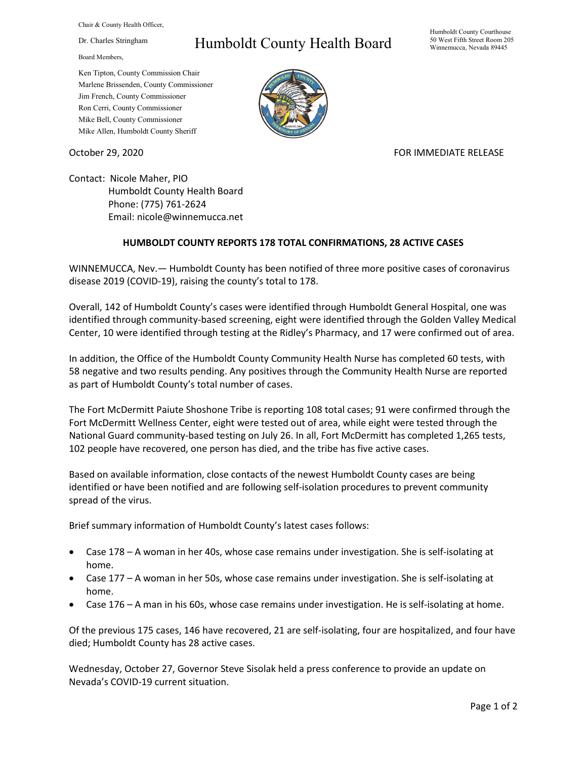Chair & County Health Officer,

Dr. Charles Stringham

Board Members,

Ken Tipton, County Commission Chair
Marlene Brissenden, County Commissioner
Jim French, County Commissioner
Ron Cerri, County Commissioner
Mike Bell, County Commissioner
Mike Allen, Humboldt County Sheriff

# Humboldt County Health Board

Humboldt County Courthouse
50 West Fifth Street Room 205
Winnemucca, Nevada 89445

October 29, 2020

FOR IMMEDIATE RELEASE

Contact: Nicole Maher, PIO
Humboldt County Health Board
Phone: (775) 761-2624
Email: nicole@winnemucca.net

## HUMBOLDT COUNTY REPORTS 178 TOTAL CONFIRMATIONS, 28 ACTIVE CASES

WINNEMUCCA, Nev.— Humboldt County has been notified of three more positive cases of coronavirus disease 2019 (COVID-19), raising the county's total to 178.

Overall, 142 of Humboldt County's cases were identified through Humboldt General Hospital, one was identified through community-based screening, eight were identified through the Golden Valley Medical Center, 10 were identified through testing at the Ridley's Pharmacy, and 17 were confirmed out of area.

In addition, the Office of the Humboldt County Community Health Nurse has completed 60 tests, with 58 negative and two results pending. Any positives through the Community Health Nurse are reported as part of Humboldt County's total number of cases.

The Fort McDermitt Paiute Shoshone Tribe is reporting 108 total cases; 91 were confirmed through the Fort McDermitt Wellness Center, eight were tested out of area, while eight were tested through the National Guard community-based testing on July 26. In all, Fort McDermitt has completed 1,265 tests, 102 people have recovered, one person has died, and the tribe has five active cases.

Based on available information, close contacts of the newest Humboldt County cases are being identified or have been notified and are following self-isolation procedures to prevent community spread of the virus.

Brief summary information of Humboldt County's latest cases follows:

- Case 178 – A woman in her 40s, whose case remains under investigation. She is self-isolating at home.
- Case 177 – A woman in her 50s, whose case remains under investigation. She is self-isolating at home.
- Case 176 – A man in his 60s, whose case remains under investigation. He is self-isolating at home.

Of the previous 175 cases, 146 have recovered, 21 are self-isolating, four are hospitalized, and four have died; Humboldt County has 28 active cases.

Wednesday, October 27, Governor Steve Sisolak held a press conference to provide an update on Nevada's COVID-19 current situation.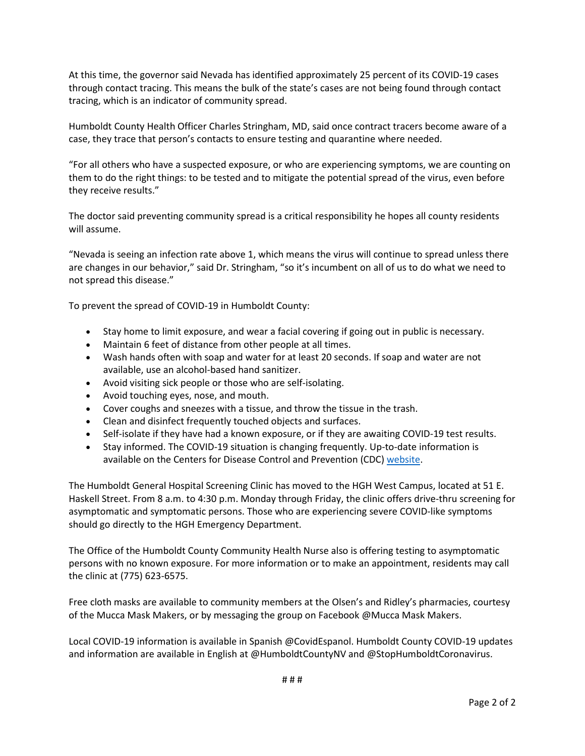At this time, the governor said Nevada has identified approximately 25 percent of its COVID-19 cases through contact tracing. This means the bulk of the state's cases are not being found through contact tracing, which is an indicator of community spread.

Humboldt County Health Officer Charles Stringham, MD, said once contract tracers become aware of a case, they trace that person's contacts to ensure testing and quarantine where needed.

"For all others who have a suspected exposure, or who are experiencing symptoms, we are counting on them to do the right things: to be tested and to mitigate the potential spread of the virus, even before they receive results."

The doctor said preventing community spread is a critical responsibility he hopes all county residents will assume.

"Nevada is seeing an infection rate above 1, which means the virus will continue to spread unless there are changes in our behavior," said Dr. Stringham, "so it's incumbent on all of us to do what we need to not spread this disease."

To prevent the spread of COVID-19 in Humboldt County:

- Stay home to limit exposure, and wear a facial covering if going out in public is necessary.
- Maintain 6 feet of distance from other people at all times.
- Wash hands often with soap and water for at least 20 seconds. If soap and water are not available, use an alcohol-based hand sanitizer.
- Avoid visiting sick people or those who are self-isolating.
- Avoid touching eyes, nose, and mouth.
- Cover coughs and sneezes with a tissue, and throw the tissue in the trash.
- Clean and disinfect frequently touched objects and surfaces.
- Self-isolate if they have had a known exposure, or if they are awaiting COVID-19 test results.
- Stay informed. The COVID-19 situation is changing frequently. Up-to-date information is available on the Centers for Disease Control and Prevention (CDC) website.

The Humboldt General Hospital Screening Clinic has moved to the HGH West Campus, located at 51 E. Haskell Street. From 8 a.m. to 4:30 p.m. Monday through Friday, the clinic offers drive-thru screening for asymptomatic and symptomatic persons. Those who are experiencing severe COVID-like symptoms should go directly to the HGH Emergency Department.

The Office of the Humboldt County Community Health Nurse also is offering testing to asymptomatic persons with no known exposure. For more information or to make an appointment, residents may call the clinic at (775) 623-6575.

Free cloth masks are available to community members at the Olsen's and Ridley's pharmacies, courtesy of the Mucca Mask Makers, or by messaging the group on Facebook @Mucca Mask Makers.

Local COVID-19 information is available in Spanish @CovidEspanol. Humboldt County COVID-19 updates and information are available in English at @HumboldtCountyNV and @StopHumboldtCoronavirus.

# # #